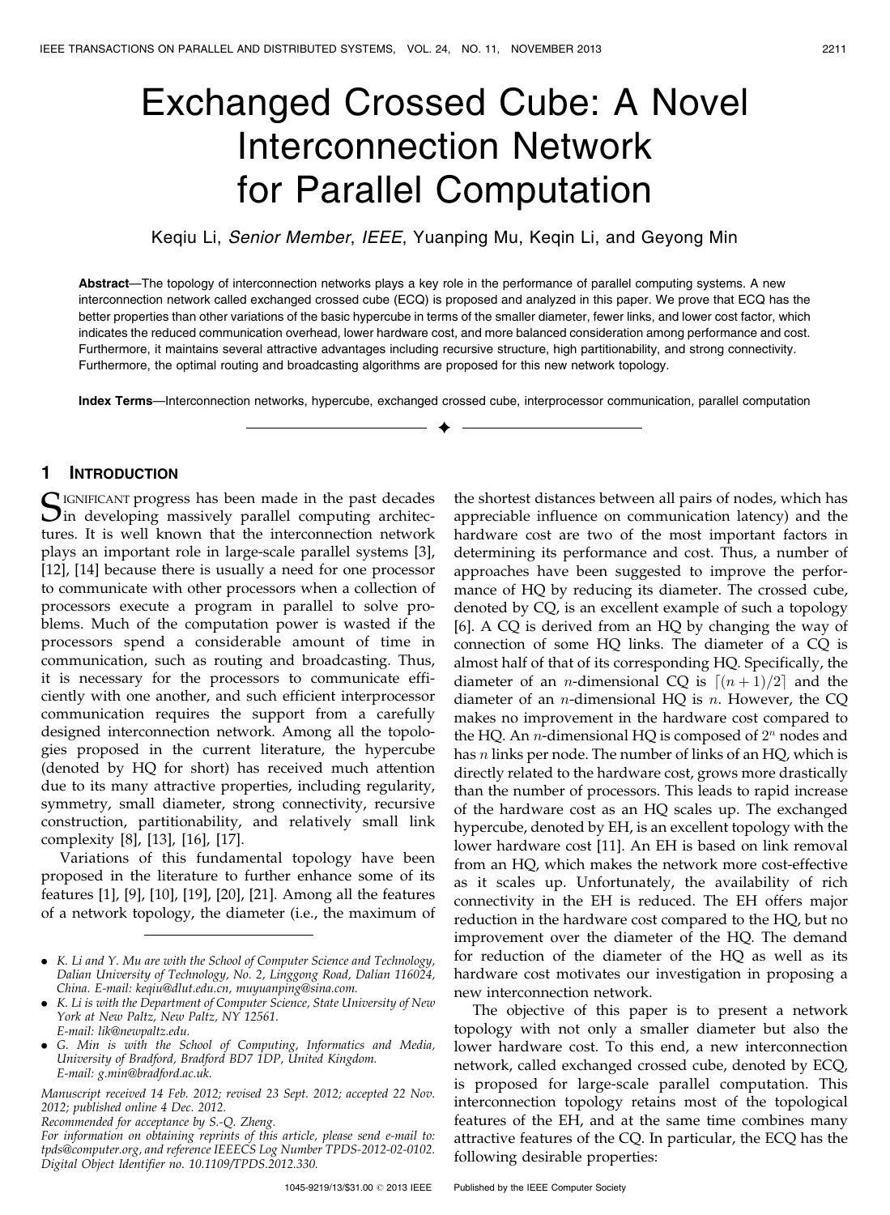# Exchanged Crossed Cube: A Novel Interconnection Network for Parallel Computation

Keqiu Li, *Senior Member*, *IEEE*, Yuanping Mu, Keqin Li, and Geyong Min

**Abstract**—The topology of interconnection networks plays a key role in the performance of parallel computing systems. A new interconnection network called exchanged crossed cube (ECQ) is proposed and analyzed in this paper. We prove that ECQ has the better properties than other variations of the basic hypercube in terms of the smaller diameter, fewer links, and lower cost factor, which indicates the reduced communication overhead, lower hardware cost, and more balanced consideration among performance and cost. Furthermore, it maintains several attractive advantages including recursive structure, high partitionability, and strong connectivity. Furthermore, the optimal routing and broadcasting algorithms are proposed for this new network topology.

**Index Terms**—Interconnection networks, hypercube, exchanged crossed cube, interprocessor communication, parallel computation

## 1 Introduction

Significant progress has been made in the past decades in developing massively parallel computing architectures. It is well known that the interconnection network plays an important role in large-scale parallel systems [3], [12], [14] because there is usually a need for one processor to communicate with other processors when a collection of processors execute a program in parallel to solve problems. Much of the computation power is wasted if the processors spend a considerable amount of time in communication, such as routing and broadcasting. Thus, it is necessary for the processors to communicate efficiently with one another, and such efficient interprocessor communication requires the support from a carefully designed interconnection network. Among all the topologies proposed in the current literature, the hypercube (denoted by HQ for short) has received much attention due to its many attractive properties, including regularity, symmetry, small diameter, strong connectivity, recursive construction, partitionability, and relatively small link complexity [8], [13], [16], [17].

Variations of this fundamental topology have been proposed in the literature to further enhance some of its features [1], [9], [10], [19], [20], [21]. Among all the features of a network topology, the diameter (i.e., the maximum of the shortest distances between all pairs of nodes, which has appreciable influence on communication latency) and the hardware cost are two of the most important factors in determining its performance and cost. Thus, a number of approaches have been suggested to improve the performance of HQ by reducing its diameter. The crossed cube, denoted by CQ, is an excellent example of such a topology [6]. A CQ is derived from an HQ by changing the way of connection of some HQ links. The diameter of a CQ is almost half of that of its corresponding HQ. Specifically, the diameter of an $n$-dimensional CQ is $\lceil (n+1)/2 \rceil$ and the diameter of an $n$-dimensional HQ is $n$. However, the CQ makes no improvement in the hardware cost compared to the HQ. An $n$-dimensional HQ is composed of $2^n$ nodes and has $n$ links per node. The number of links of an HQ, which is directly related to the hardware cost, grows more drastically than the number of processors. This leads to rapid increase of the hardware cost as an HQ scales up. The exchanged hypercube, denoted by EH, is an excellent topology with the lower hardware cost [11]. An EH is based on link removal from an HQ, which makes the network more cost-effective as it scales up. Unfortunately, the availability of rich connectivity in the EH is reduced. The EH offers major reduction in the hardware cost compared to the HQ, but no improvement over the diameter of the HQ. The demand for reduction of the diameter of the HQ as well as its hardware cost motivates our investigation in proposing a new interconnection network.

The objective of this paper is to present a network topology with not only a smaller diameter but also the lower hardware cost. To this end, a new interconnection network, called exchanged crossed cube, denoted by ECQ, is proposed for large-scale parallel computation. This interconnection topology retains most of the topological features of the EH, and at the same time combines many attractive features of the CQ. In particular, the ECQ has the following desirable properties:

---

- K. Li and Y. Mu are with the School of Computer Science and Technology, Dalian University of Technology, No. 2, Linggong Road, Dalian 116024, China. E-mail: keqiu@dlut.edu.cn, muyuanping@sina.com.
- K. Li is with the Department of Computer Science, State University of New York at New Paltz, New Paltz, NY 12561. E-mail: lik@newpaltz.edu.
- G. Min is with the School of Computing, Informatics and Media, University of Bradford, Bradford BD7 1DP, United Kingdom. E-mail: g.min@bradford.ac.uk.

*Manuscript received 14 Feb. 2012; revised 23 Sept. 2012; accepted 22 Nov. 2012; published online 4 Dec. 2012.*
*Recommended for acceptance by S.-Q. Zheng.*
*For information on obtaining reprints of this article, please send e-mail to: tpds@computer.org, and reference IEEECS Log Number TPDS-2012-02-0102. Digital Object Identifier no. 10.1109/TPDS.2012.330.*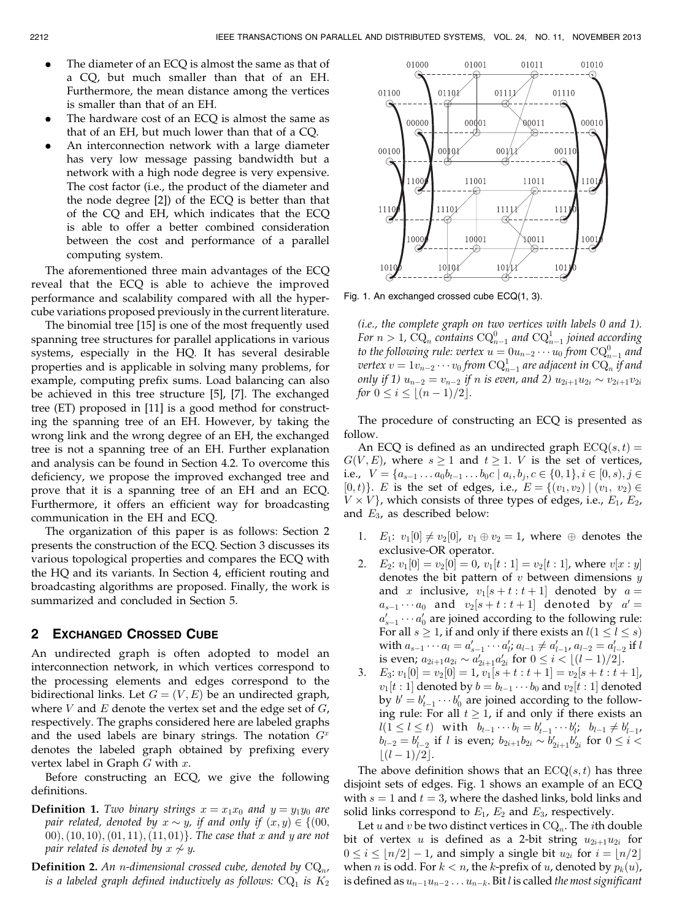- The diameter of an ECQ is almost the same as that of a CQ, but much smaller than that of an EH. Furthermore, the mean distance among the vertices is smaller than that of an EH.
- The hardware cost of an ECQ is almost the same as that of an EH, but much lower than that of a CQ.
- An interconnection network with a large diameter has very low message passing bandwidth but a network with a high node degree is very expensive. The cost factor (i.e., the product of the diameter and the node degree [2]) of the ECQ is better than that of the CQ and EH, which indicates that the ECQ is able to offer a better combined consideration between the cost and performance of a parallel computing system.

The aforementioned three main advantages of the ECQ reveal that the ECQ is able to achieve the improved performance and scalability compared with all the hypercube variations proposed previously in the current literature.

The binomial tree [15] is one of the most frequently used spanning tree structures for parallel applications in various systems, especially in the HQ. It has several desirable properties and is applicable in solving many problems, for example, computing prefix sums. Load balancing can also be achieved in this tree structure [5], [7]. The exchanged tree (ET) proposed in [11] is a good method for constructing the spanning tree of an EH. However, by taking the wrong link and the wrong degree of an EH, the exchanged tree is not a spanning tree of an EH. Further explanation and analysis can be found in Section 4.2. To overcome this deficiency, we propose the improved exchanged tree and prove that it is a spanning tree of an EH and an ECQ. Furthermore, it offers an efficient way for broadcasting communication in the EH and ECQ.

The organization of this paper is as follows: Section 2 presents the construction of the ECQ. Section 3 discusses its various topological properties and compares the ECQ with the HQ and its variants. In Section 4, efficient routing and broadcasting algorithms are proposed. Finally, the work is summarized and concluded in Section 5.

## 2 Exchanged Crossed Cube

An undirected graph is often adopted to model an interconnection network, in which vertices correspond to the processing elements and edges correspond to the bidirectional links. Let $G = (V, E)$ be an undirected graph, where $V$ and $E$ denote the vertex set and the edge set of $G$, respectively. The graphs considered here are labeled graphs and the used labels are binary strings. The notation $G^x$ denotes the labeled graph obtained by prefixing every vertex label in Graph $G$ with $x$.

Before constructing an ECQ, we give the following definitions.

**Definition 1.** *Two binary strings $x = x_1x_0$ and $y = y_1y_0$ are pair related, denoted by $x \sim y$, if and only if $(x, y) \in \{(00, 00), (10, 10), (01, 11), (11, 01)\}$. The case that $x$ and $y$ are not pair related is denoted by $x \nsim y$.*

**Definition 2.** *An $n$-dimensional crossed cube, denoted by $\mathrm{CQ}_n$, is a labeled graph defined inductively as follows: $\mathrm{CQ}_1$ is $K_2$ (i.e., the complete graph on two vertices with labels 0 and 1). For $n > 1$, $\mathrm{CQ}_n$ contains $\mathrm{CQ}^0_{n-1}$ and $\mathrm{CQ}^1_{n-1}$ joined according to the following rule: vertex $u = 0u_{n-2}\cdots u_0$ from $\mathrm{CQ}^0_{n-1}$ and vertex $v = 1v_{n-2}\cdots v_0$ from $\mathrm{CQ}^1_{n-1}$ are adjacent in $\mathrm{CQ}_n$ if and only if 1) $u_{n-2} = v_{n-2}$ if $n$ is even, and 2) $u_{2i+1}u_{2i} \sim v_{2i+1}v_{2i}$ for $0 \le i \le \lfloor (n-1)/2 \rfloor$.*

Fig. 1. An exchanged crossed cube ECQ(1, 3).

The procedure of constructing an ECQ is presented as follow.

An ECQ is defined as an undirected graph $\mathrm{ECQ}(s,t) = G(V, E)$, where $s \ge 1$ and $t \ge 1$. $V$ is the set of vertices, i.e., $V = \{a_{s-1}\dots a_0b_{t-1}\dots b_0c \mid a_i, b_j, c \in \{0,1\}, i \in [0, s), j \in [0, t)\}$. $E$ is the set of edges, i.e., $E = \{(v_1, v_2) \mid (v_1, v_2) \in V \times V\}$, which consists of three types of edges, i.e., $E_1$, $E_2$, and $E_3$, as described below:

1. $E_1$: $v_1[0] \ne v_2[0]$, $v_1 \oplus v_2 = 1$, where $\oplus$ denotes the exclusive-OR operator.
2. $E_2$: $v_1[0] = v_2[0] = 0$, $v_1[t:1] = v_2[t:1]$, where $v[x:y]$ denotes the bit pattern of $v$ between dimensions $y$ and $x$ inclusive, $v_1[s+t:t+1]$ denoted by $a = a_{s-1}\cdots a_0$ and $v_2[s+t:t+1]$ denoted by $a' = a'_{s-1}\cdots a'_0$ are joined according to the following rule: For all $s \ge 1$, if and only if there exists an $l (1 \le l \le s)$ with $a_{s-1}\cdots a_l = a'_{s-1}\cdots a'_l$; $a_{l-1} \ne a'_{l-1}$, $a_{l-2} = a'_{l-2}$ if $l$ is even; $a_{2i+1}a_{2i} \sim a'_{2i+1}a'_{2i}$ for $0 \le i < \lfloor (l-1)/2 \rfloor$.
3. $E_3$: $v_1[0] = v_2[0] = 1$, $v_1[s+t:t+1] = v_2[s+t:t+1]$, $v_1[t:1]$ denoted by $b = b_{t-1}\cdots b_0$ and $v_2[t:1]$ denoted by $b' = b'_{t-1}\cdots b'_0$ are joined according to the following rule: For all $t \ge 1$, if and only if there exists an $l (1 \le l \le t)$ with $b_{t-1}\cdots b_l = b'_{t-1}\cdots b'_l$; $b_{l-1} \ne b'_{l-1}$, $b_{l-2} = b'_{l-2}$ if $l$ is even; $b_{2i+1}b_{2i} \sim b'_{2i+1}b'_{2i}$ for $0 \le i < \lfloor (l-1)/2 \rfloor$.

The above definition shows that an $\mathrm{ECQ}(s,t)$ has three disjoint sets of edges. Fig. 1 shows an example of an ECQ with $s = 1$ and $t = 3$, where the dashed links, bold links and solid links correspond to $E_1$, $E_2$ and $E_3$, respectively.

Let $u$ and $v$ be two distinct vertices in $\mathrm{CQ}_n$. The $i$th double bit of vertex $u$ is defined as a 2-bit string $u_{2i+1}u_{2i}$ for $0 \le i \le \lfloor n/2 \rfloor - 1$, and simply a single bit $u_{2i}$ for $i = \lfloor n/2 \rfloor$ when $n$ is odd. For $k < n$, the $k$-prefix of $u$, denoted by $p_k(u)$, is defined as $u_{n-1}u_{n-2}\dots u_{n-k}$. Bit $l$ is called *the most significant*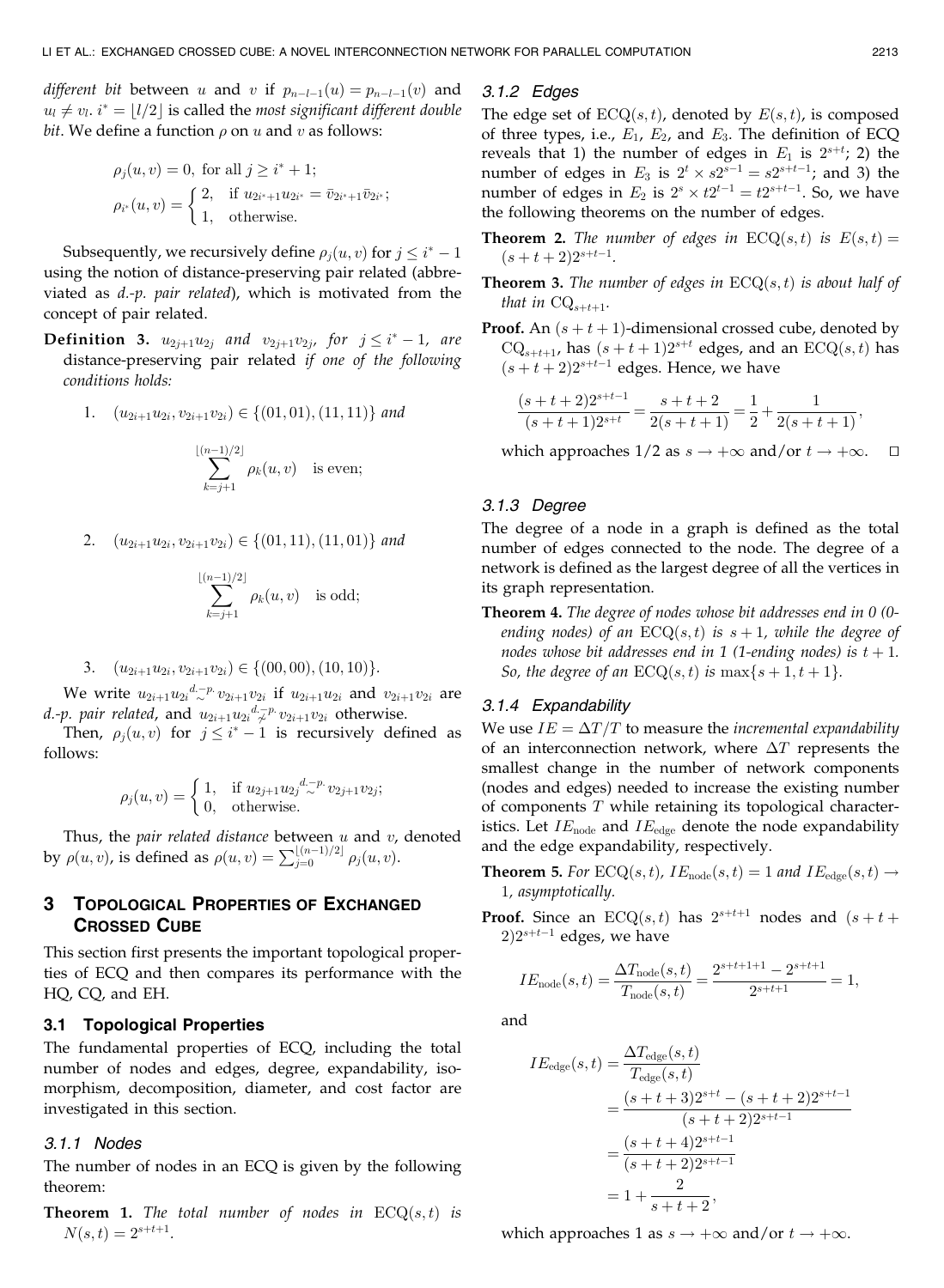*different bit* between $u$ and $v$ if $p_{n-l-1}(u) = p_{n-l-1}(v)$ and $u_l \neq v_l$. $i^* = \lfloor l/2 \rfloor$ is called the *most significant different double bit*. We define a function $\rho$ on $u$ and $v$ as follows:

$$\rho_j(u,v) = 0, \text{ for all } j \geq i^* + 1;$$

$$\rho_{i^*}(u,v) = \begin{cases} 2, & \text{if } u_{2i^*+1}u_{2i^*} = \bar{v}_{2i^*+1}\bar{v}_{2i^*}; \\ 1, & \text{otherwise.} \end{cases}$$

Subsequently, we recursively define $\rho_j(u,v)$ for $j \leq i^* - 1$ using the notion of distance-preserving pair related (abbreviated as *d.-p. pair related*), which is motivated from the concept of pair related.

**Definition 3.** *$u_{2j+1}u_{2j}$ and $v_{2j+1}v_{2j}$, for $j \leq i^* - 1$, are* distance-preserving pair related *if one of the following conditions holds:*

1. $(u_{2i+1}u_{2i}, v_{2i+1}v_{2i}) \in \{(01,01),(11,11)\}$ *and*
$$\sum_{k=j+1}^{\lfloor (n-1)/2 \rfloor} \rho_k(u,v) \quad \text{is even;}$$

2. $(u_{2i+1}u_{2i}, v_{2i+1}v_{2i}) \in \{(01,11),(11,01)\}$ *and*
$$\sum_{k=j+1}^{\lfloor (n-1)/2 \rfloor} \rho_k(u,v) \quad \text{is odd;}$$

3. $(u_{2i+1}u_{2i}, v_{2i+1}v_{2i}) \in \{(00,00),(10,10)\}$.

We write $u_{2i+1}u_{2i} \overset{d.-p.}{\sim} v_{2i+1}v_{2i}$ if $u_{2i+1}u_{2i}$ and $v_{2i+1}v_{2i}$ are *d.-p. pair related*, and $u_{2i+1}u_{2i} \overset{d.-p.}{\not\sim} v_{2i+1}v_{2i}$ otherwise.

Then, $\rho_j(u,v)$ for $j \leq i^* - 1$ is recursively defined as follows:

$$\rho_j(u,v) = \begin{cases} 1, & \text{if } u_{2j+1}u_{2j} \overset{d.-p.}{\sim} v_{2j+1}v_{2j}; \\ 0, & \text{otherwise.} \end{cases}$$

Thus, the *pair related distance* between $u$ and $v$, denoted by $\rho(u,v)$, is defined as $\rho(u,v) = \sum_{j=0}^{\lfloor (n-1)/2 \rfloor} \rho_j(u,v)$.

## 3 Topological Properties of Exchanged Crossed Cube

This section first presents the important topological properties of ECQ and then compares its performance with the HQ, CQ, and EH.

### 3.1 Topological Properties

The fundamental properties of ECQ, including the total number of nodes and edges, degree, expandability, isomorphism, decomposition, diameter, and cost factor are investigated in this section.

#### 3.1.1 Nodes

The number of nodes in an ECQ is given by the following theorem:

**Theorem 1.** *The total number of nodes in* $\mathrm{ECQ}(s,t)$ *is* $N(s,t) = 2^{s+t+1}$.

#### 3.1.2 Edges

The edge set of $\mathrm{ECQ}(s,t)$, denoted by $E(s,t)$, is composed of three types, i.e., $E_1$, $E_2$, and $E_3$. The definition of ECQ reveals that 1) the number of edges in $E_1$ is $2^{s+t}$; 2) the number of edges in $E_3$ is $2^t \times s2^{s-1} = s2^{s+t-1}$; and 3) the number of edges in $E_2$ is $2^s \times t2^{t-1} = t2^{s+t-1}$. So, we have the following theorems on the number of edges.

**Theorem 2.** *The number of edges in* $\mathrm{ECQ}(s,t)$ *is* $E(s,t) = (s+t+2)2^{s+t-1}$.

**Theorem 3.** *The number of edges in* $\mathrm{ECQ}(s,t)$ *is about half of that in* $\mathrm{CQ}_{s+t+1}$.

**Proof.** An $(s+t+1)$-dimensional crossed cube, denoted by $\mathrm{CQ}_{s+t+1}$, has $(s+t+1)2^{s+t}$ edges, and an $\mathrm{ECQ}(s,t)$ has $(s+t+2)2^{s+t-1}$ edges. Hence, we have

$$\frac{(s+t+2)2^{s+t-1}}{(s+t+1)2^{s+t}} = \frac{s+t+2}{2(s+t+1)} = \frac{1}{2} + \frac{1}{2(s+t+1)},$$

which approaches $1/2$ as $s \to +\infty$ and/or $t \to +\infty$. □

#### 3.1.3 Degree

The degree of a node in a graph is defined as the total number of edges connected to the node. The degree of a network is defined as the largest degree of all the vertices in its graph representation.

**Theorem 4.** *The degree of nodes whose bit addresses end in 0 (0-ending nodes) of an* $\mathrm{ECQ}(s,t)$ *is* $s+1$*, while the degree of nodes whose bit addresses end in 1 (1-ending nodes) is* $t+1$*. So, the degree of an* $\mathrm{ECQ}(s,t)$ *is* $\max\{s+1, t+1\}$.

#### 3.1.4 Expandability

We use $IE = \Delta T/T$ to measure the *incremental expandability* of an interconnection network, where $\Delta T$ represents the smallest change in the number of network components (nodes and edges) needed to increase the existing number of components $T$ while retaining its topological characteristics. Let $IE_{\mathrm{node}}$ and $IE_{\mathrm{edge}}$ denote the node expandability and the edge expandability, respectively.

**Theorem 5.** *For* $\mathrm{ECQ}(s,t)$*,* $IE_{\mathrm{node}}(s,t) = 1$ *and* $IE_{\mathrm{edge}}(s,t) \to 1$*, asymptotically.*

**Proof.** Since an $\mathrm{ECQ}(s,t)$ has $2^{s+t+1}$ nodes and $(s+t+2)2^{s+t-1}$ edges, we have

$$IE_{\mathrm{node}}(s,t) = \frac{\Delta T_{\mathrm{node}}(s,t)}{T_{\mathrm{node}}(s,t)} = \frac{2^{s+t+1+1} - 2^{s+t+1}}{2^{s+t+1}} = 1,$$

and

$$\begin{aligned} IE_{\mathrm{edge}}(s,t) &= \frac{\Delta T_{\mathrm{edge}}(s,t)}{T_{\mathrm{edge}}(s,t)} \\ &= \frac{(s+t+3)2^{s+t} - (s+t+2)2^{s+t-1}}{(s+t+2)2^{s+t-1}} \\ &= \frac{(s+t+4)2^{s+t-1}}{(s+t+2)2^{s+t-1}} \\ &= 1 + \frac{2}{s+t+2}, \end{aligned}$$

which approaches 1 as $s \to +\infty$ and/or $t \to +\infty$.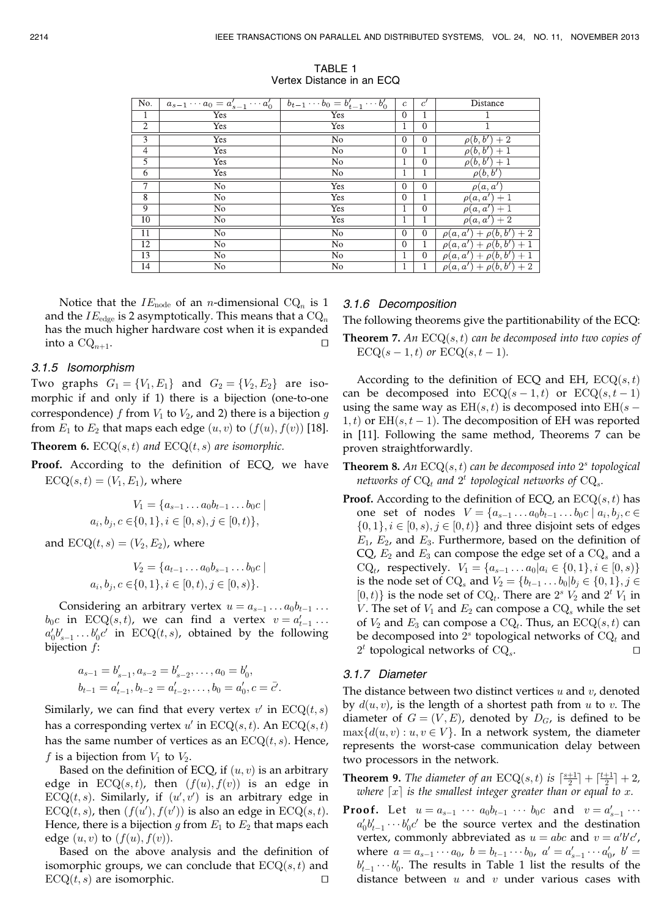TABLE 1
Vertex Distance in an ECQ

| No. | $a_{s-1}\cdots a_0 = a'_{s-1}\cdots a'_0$ | $b_{t-1}\cdots b_0 = b'_{t-1}\cdots b'_0$ | $c$ | $c'$ | Distance |
|---|---|---|---|---|---|
| 1 | Yes | Yes | 0 | 1 | 1 |
| 2 | Yes | Yes | 1 | 0 | 1 |
| 3 | Yes | No | 0 | 0 | $\rho(b,b')+2$ |
| 4 | Yes | No | 0 | 1 | $\rho(b,b')+1$ |
| 5 | Yes | No | 1 | 0 | $\rho(b,b')+1$ |
| 6 | Yes | No | 1 | 1 | $\rho(b,b')$ |
| 7 | No | Yes | 0 | 0 | $\rho(a,a')$ |
| 8 | No | Yes | 0 | 1 | $\rho(a,a')+1$ |
| 9 | No | Yes | 1 | 0 | $\rho(a,a')+1$ |
| 10 | No | Yes | 1 | 1 | $\rho(a,a')+2$ |
| 11 | No | No | 0 | 0 | $\rho(a,a')+\rho(b,b')+2$ |
| 12 | No | No | 0 | 1 | $\rho(a,a')+\rho(b,b')+1$ |
| 13 | No | No | 1 | 0 | $\rho(a,a')+\rho(b,b')+1$ |
| 14 | No | No | 1 | 1 | $\rho(a,a')+\rho(b,b')+2$ |

Notice that the $IE_{\text{node}}$ of an $n$-dimensional $\text{CQ}_n$ is 1 and the $IE_{\text{edge}}$ is 2 asymptotically. This means that a $\text{CQ}_n$ has the much higher hardware cost when it is expanded into a $\text{CQ}_{n+1}$. □

### 3.1.5 Isomorphism

Two graphs $G_1 = \{V_1, E_1\}$ and $G_2 = \{V_2, E_2\}$ are isomorphic if and only if 1) there is a bijection (one-to-one correspondence) $f$ from $V_1$ to $V_2$, and 2) there is a bijection $g$ from $E_1$ to $E_2$ that maps each edge $(u, v)$ to $(f(u), f(v))$ [18].

**Theorem 6.** *$\text{ECQ}(s,t)$ and $\text{ECQ}(t,s)$ are isomorphic.*

**Proof.** According to the definition of ECQ, we have $\text{ECQ}(s,t) = (V_1, E_1)$, where

$$V_1 = \{a_{s-1}\ldots a_0 b_{t-1}\ldots b_0 c \mid a_i, b_j, c \in \{0,1\}, i \in [0,s), j \in [0,t)\},$$

and $\text{ECQ}(t,s) = (V_2, E_2)$, where

$$V_2 = \{a_{t-1}\ldots a_0 b_{s-1}\ldots b_0 c \mid a_i, b_j, c \in \{0,1\}, i \in [0,t), j \in [0,s)\}.$$

Considering an arbitrary vertex $u = a_{s-1}\ldots a_0 b_{t-1}\ldots b_0 c$ in $\text{ECQ}(s,t)$, we can find a vertex $v = a'_{t-1}\ldots a'_0 b'_{s-1}\ldots b'_0 c'$ in $\text{ECQ}(t,s)$, obtained by the following bijection $f$:

$$a_{s-1} = b'_{s-1}, a_{s-2} = b'_{s-2}, \ldots, a_0 = b'_0,$$
$$b_{t-1} = a'_{t-1}, b_{t-2} = a'_{t-2}, \ldots, b_0 = a'_0, c = \bar{c'}.$$

Similarly, we can find that every vertex $v'$ in $\text{ECQ}(t,s)$ has a corresponding vertex $u'$ in $\text{ECQ}(s,t)$. An $\text{ECQ}(s,t)$ has the same number of vertices as an $\text{ECQ}(t,s)$. Hence, $f$ is a bijection from $V_1$ to $V_2$.

Based on the definition of ECQ, if $(u,v)$ is an arbitrary edge in $\text{ECQ}(s,t)$, then $(f(u), f(v))$ is an edge in $\text{ECQ}(t,s)$. Similarly, if $(u', v')$ is an arbitrary edge in $\text{ECQ}(t,s)$, then $(f(u'), f(v'))$ is also an edge in $\text{ECQ}(s,t)$. Hence, there is a bijection $g$ from $E_1$ to $E_2$ that maps each edge $(u,v)$ to $(f(u), f(v))$.

Based on the above analysis and the definition of isomorphic groups, we can conclude that $\text{ECQ}(s,t)$ and $\text{ECQ}(t,s)$ are isomorphic. □

### 3.1.6 Decomposition

The following theorems give the partitionability of the ECQ:

**Theorem 7.** *An $\text{ECQ}(s,t)$ can be decomposed into two copies of $\text{ECQ}(s-1,t)$ or $\text{ECQ}(s,t-1)$.*

According to the definition of ECQ and EH, $\text{ECQ}(s,t)$ can be decomposed into $\text{ECQ}(s-1,t)$ or $\text{ECQ}(s,t-1)$ using the same way as $\text{EH}(s,t)$ is decomposed into $\text{EH}(s-1,t)$ or $\text{EH}(s,t-1)$. The decomposition of EH was reported in [11]. Following the same method, Theorems 7 can be proven straightforwardly.

**Theorem 8.** *An $\text{ECQ}(s,t)$ can be decomposed into $2^s$ topological networks of $\text{CQ}_t$ and $2^t$ topological networks of $\text{CQ}_s$.*

**Proof.** According to the definition of ECQ, an $\text{ECQ}(s,t)$ has one set of nodes $V = \{a_{s-1}\ldots a_0 b_{t-1}\ldots b_0 c \mid a_i, b_j, c \in \{0,1\}, i \in [0,s), j \in [0,t)\}$ and three disjoint sets of edges $E_1$, $E_2$, and $E_3$. Furthermore, based on the definition of CQ, $E_2$ and $E_3$ can compose the edge set of a $\text{CQ}_s$ and a $\text{CQ}_t$, respectively. $V_1 = \{a_{s-1}\cdots a_0 \mid a_i \in \{0,1\}, i \in [0,s)\}$ is the node set of $\text{CQ}_s$ and $V_2 = \{b_{t-1}\ldots b_0 \mid b_j \in \{0,1\}, j \in [0,t)\}$ is the node set of $\text{CQ}_t$. There are $2^s$ $V_2$ and $2^t$ $V_1$ in $V$. The set of $V_1$ and $E_2$ can compose a $\text{CQ}_s$ while the set of $V_2$ and $E_3$ can compose a $\text{CQ}_t$. Thus, an $\text{ECQ}(s,t)$ can be decomposed into $2^s$ topological networks of $\text{CQ}_t$ and $2^t$ topological networks of $\text{CQ}_s$. □

### 3.1.7 Diameter

The distance between two distinct vertices $u$ and $v$, denoted by $d(u,v)$, is the length of a shortest path from $u$ to $v$. The diameter of $G = (V,E)$, denoted by $D_G$, is defined to be $\max\{d(u,v) : u, v \in V\}$. In a network system, the diameter represents the worst-case communication delay between two processors in the network.

**Theorem 9.** *The diameter of an $\text{ECQ}(s,t)$ is $\lceil \frac{s+1}{2} \rceil + \lceil \frac{t+1}{2} \rceil + 2$, where $\lceil x \rceil$ is the smallest integer greater than or equal to $x$.*

**Proof.** Let $u = a_{s-1}\cdots a_0 b_{t-1}\cdots b_0 c$ and $v = a'_{s-1}\cdots a'_0 b'_{t-1}\cdots b'_0 c'$ be the source vertex and the destination vertex, commonly abbreviated as $u = abc$ and $v = a'b'c'$, where $a = a_{s-1}\cdots a_0$, $b = b_{t-1}\cdots b_0$, $a' = a'_{s-1}\cdots a'_0$, $b' = b'_{t-1}\cdots b'_0$. The results in Table 1 list the results of the distance between $u$ and $v$ under various cases with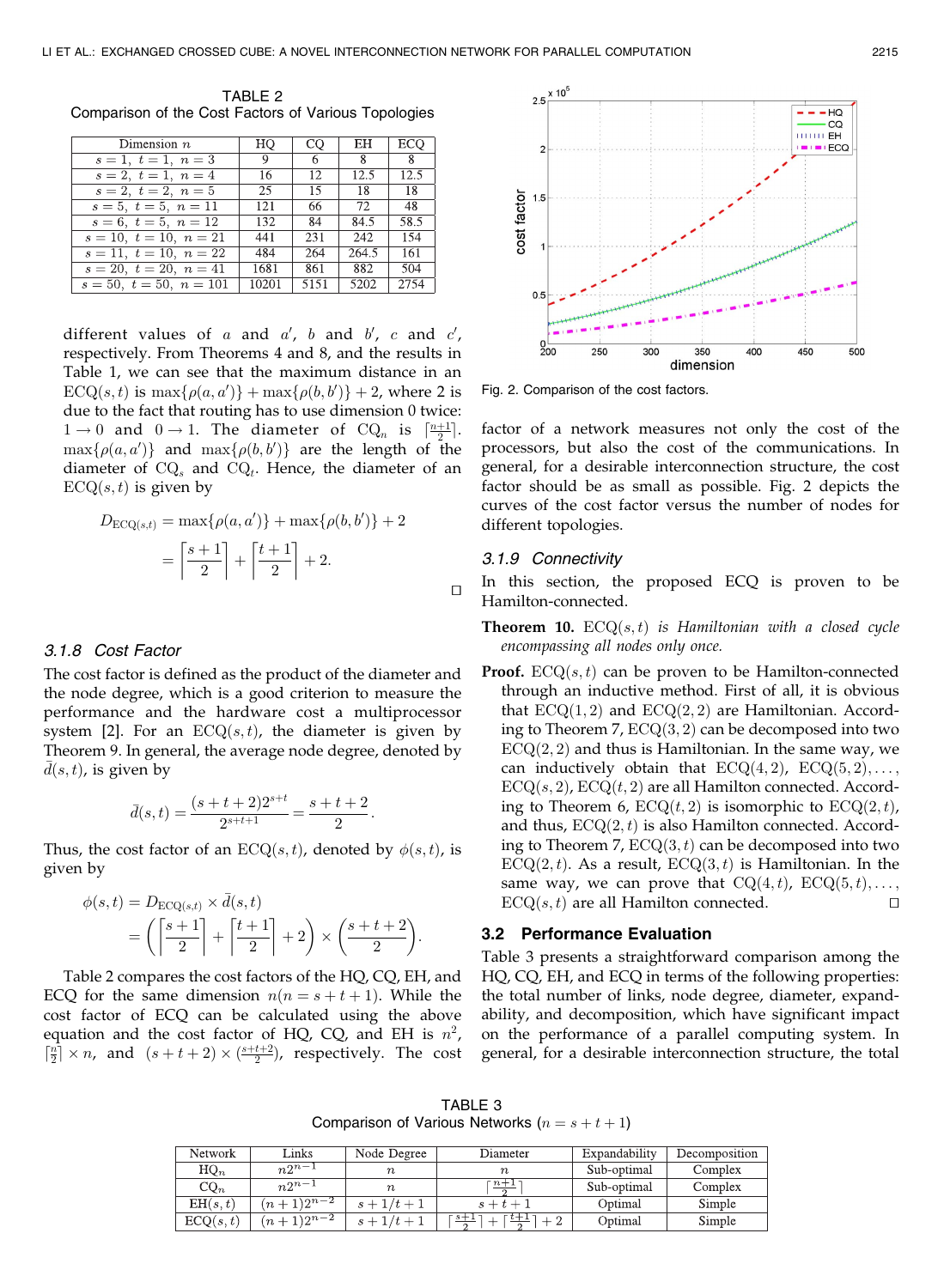TABLE 2
Comparison of the Cost Factors of Various Topologies

| Dimension $n$ | HQ | CQ | EH | ECQ |
|---|---|---|---|---|
| $s=1,\ t=1,\ n=3$ | 9 | 6 | 8 | 8 |
| $s=2,\ t=1,\ n=4$ | 16 | 12 | 12.5 | 12.5 |
| $s=2,\ t=2,\ n=5$ | 25 | 15 | 18 | 18 |
| $s=5,\ t=5,\ n=11$ | 121 | 66 | 72 | 48 |
| $s=6,\ t=5,\ n=12$ | 132 | 84 | 84.5 | 58.5 |
| $s=10,\ t=10,\ n=21$ | 441 | 231 | 242 | 154 |
| $s=11,\ t=10,\ n=22$ | 484 | 264 | 264.5 | 161 |
| $s=20,\ t=20,\ n=41$ | 1681 | 861 | 882 | 504 |
| $s=50,\ t=50,\ n=101$ | 10201 | 5151 | 5202 | 2754 |

different values of $a$ and $a'$, $b$ and $b'$, $c$ and $c'$, respectively. From Theorems 4 and 8, and the results in Table 1, we can see that the maximum distance in an ECQ$(s,t)$ is $\max\{\rho(a,a')\} + \max\{\rho(b,b')\} + 2$, where 2 is due to the fact that routing has to use dimension 0 twice: $1 \rightarrow 0$ and $0 \rightarrow 1$. The diameter of CQ$_n$ is $\lceil \frac{n+1}{2} \rceil$. $\max\{\rho(a,a')\}$ and $\max\{\rho(b,b')\}$ are the length of the diameter of CQ$_s$ and CQ$_t$. Hence, the diameter of an ECQ$(s,t)$ is given by

$$D_{\mathrm{ECQ}(s,t)} = \max\{\rho(a,a')\} + \max\{\rho(b,b')\} + 2$$
$$= \left\lceil \frac{s+1}{2} \right\rceil + \left\lceil \frac{t+1}{2} \right\rceil + 2.$$

□

### 3.1.8 Cost Factor

The cost factor is defined as the product of the diameter and the node degree, which is a good criterion to measure the performance and the hardware cost a multiprocessor system [2]. For an ECQ$(s,t)$, the diameter is given by Theorem 9. In general, the average node degree, denoted by $\bar{d}(s,t)$, is given by

$$\bar{d}(s,t) = \frac{(s+t+2)2^{s+t}}{2^{s+t+1}} = \frac{s+t+2}{2}.$$

Thus, the cost factor of an ECQ$(s,t)$, denoted by $\phi(s,t)$, is given by

$$\phi(s,t) = D_{\mathrm{ECQ}(s,t)} \times \bar{d}(s,t)$$
$$= \left( \left\lceil \frac{s+1}{2} \right\rceil + \left\lceil \frac{t+1}{2} \right\rceil + 2 \right) \times \left( \frac{s+t+2}{2} \right).$$

Table 2 compares the cost factors of the HQ, CQ, EH, and ECQ for the same dimension $n(n=s+t+1)$. While the cost factor of ECQ can be calculated using the above equation and the cost factor of HQ, CQ, and EH is $n^2$, $\lceil \frac{n}{2} \rceil \times n$, and $(s+t+2) \times (\frac{s+t+2}{2})$, respectively. The cost factor of a network measures not only the cost of the processors, but also the cost of the communications. In general, for a desirable interconnection structure, the cost factor should be as small as possible. Fig. 2 depicts the curves of the cost factor versus the number of nodes for different topologies.

Fig. 2. Comparison of the cost factors.

### 3.1.9 Connectivity

In this section, the proposed ECQ is proven to be Hamilton-connected.

**Theorem 10.** *ECQ$(s,t)$ is Hamiltonian with a closed cycle encompassing all nodes only once.*

**Proof.** ECQ$(s,t)$ can be proven to be Hamilton-connected through an inductive method. First of all, it is obvious that ECQ$(1,2)$ and ECQ$(2,2)$ are Hamiltonian. According to Theorem 7, ECQ$(3,2)$ can be decomposed into two ECQ$(2,2)$ and thus is Hamiltonian. In the same way, we can inductively obtain that ECQ$(4,2)$, ECQ$(5,2),\ldots$, ECQ$(s,2)$, ECQ$(t,2)$ are all Hamilton connected. According to Theorem 6, ECQ$(t,2)$ is isomorphic to ECQ$(2,t)$, and thus, ECQ$(2,t)$ is also Hamilton connected. According to Theorem 7, ECQ$(3,t)$ can be decomposed into two ECQ$(2,t)$. As a result, ECQ$(3,t)$ is Hamiltonian. In the same way, we can prove that CQ$(4,t)$, ECQ$(5,t),\ldots$, ECQ$(s,t)$ are all Hamilton connected. □

## 3.2 Performance Evaluation

Table 3 presents a straightforward comparison among the HQ, CQ, EH, and ECQ in terms of the following properties: the total number of links, node degree, diameter, expandability, and decomposition, which have significant impact on the performance of a parallel computing system. In general, for a desirable interconnection structure, the total

TABLE 3
Comparison of Various Networks ($n = s+t+1$)

| Network | Links | Node Degree | Diameter | Expandability | Decomposition |
|---|---|---|---|---|---|
| HQ$_n$ | $n2^{n-1}$ | $n$ | $n$ | Sub-optimal | Complex |
| CQ$_n$ | $n2^{n-1}$ | $n$ | $\lceil \frac{n+1}{2} \rceil$ | Sub-optimal | Complex |
| EH$(s,t)$ | $(n+1)2^{n-2}$ | $s+1/t+1$ | $s+t+1$ | Optimal | Simple |
| ECQ$(s,t)$ | $(n+1)2^{n-2}$ | $s+1/t+1$ | $\lceil \frac{s+1}{2} \rceil + \lceil \frac{t+1}{2} \rceil + 2$ | Optimal | Simple |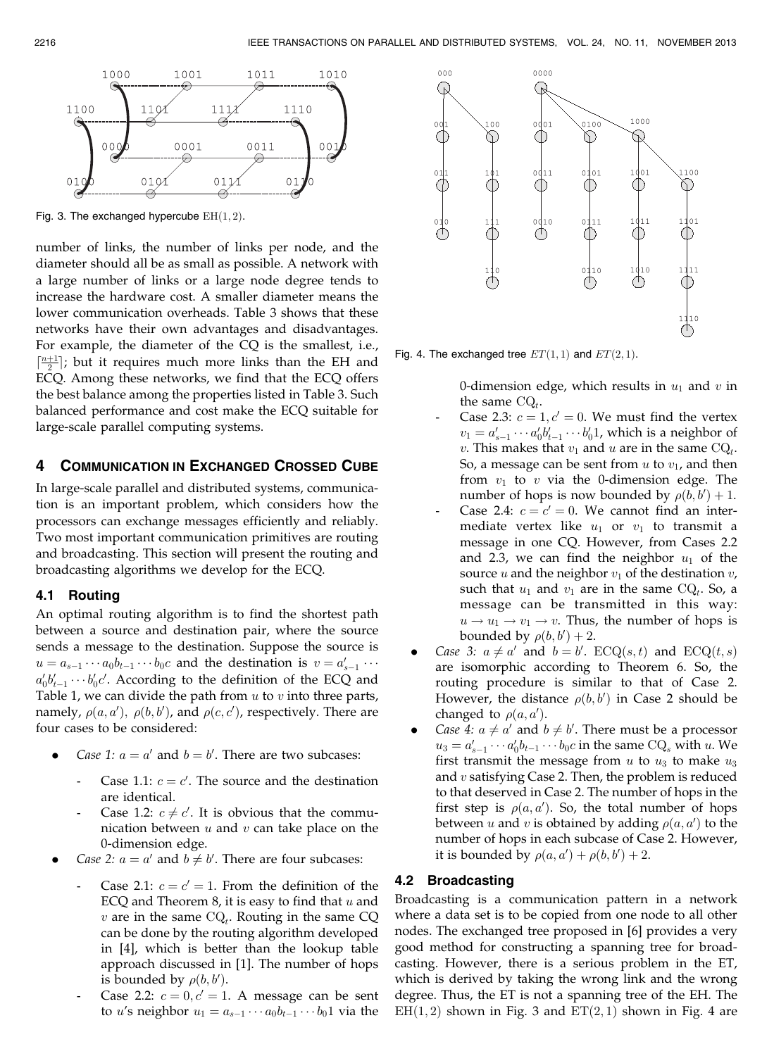Fig. 3. The exchanged hypercube $\mathrm{EH}(1,2)$.

number of links, the number of links per node, and the diameter should all be as small as possible. A network with a large number of links or a large node degree tends to increase the hardware cost. A smaller diameter means the lower communication overheads. Table 3 shows that these networks have their own advantages and disadvantages. For example, the diameter of the CQ is the smallest, i.e., $\lceil \frac{n+1}{2} \rceil$; but it requires much more links than the EH and ECQ. Among these networks, we find that the ECQ offers the best balance among the properties listed in Table 3. Such balanced performance and cost make the ECQ suitable for large-scale parallel computing systems.

## 4 Communication in Exchanged Crossed Cube

In large-scale parallel and distributed systems, communication is an important problem, which considers how the processors can exchange messages efficiently and reliably. Two most important communication primitives are routing and broadcasting. This section will present the routing and broadcasting algorithms we develop for the ECQ.

### 4.1 Routing

An optimal routing algorithm is to find the shortest path between a source and destination pair, where the source sends a message to the destination. Suppose the source is $u = a_{s-1} \cdots a_0 b_{t-1} \cdots b_0 c$ and the destination is $v = a'_{s-1} \cdots a'_0 b'_{t-1} \cdots b'_0 c'$. According to the definition of the ECQ and Table 1, we can divide the path from $u$ to $v$ into three parts, namely, $\rho(a, a')$, $\rho(b, b')$, and $\rho(c, c')$, respectively. There are four cases to be considered:

- *Case 1:* $a = a'$ and $b = b'$. There are two subcases:
  - Case 1.1: $c = c'$. The source and the destination are identical.
  - Case 1.2: $c \neq c'$. It is obvious that the communication between $u$ and $v$ can take place on the 0-dimension edge.
- *Case 2:* $a = a'$ and $b \neq b'$. There are four subcases:
  - Case 2.1: $c = c' = 1$. From the definition of the ECQ and Theorem 8, it is easy to find that $u$ and $v$ are in the same $\mathrm{CQ}_t$. Routing in the same CQ can be done by the routing algorithm developed in [4], which is better than the lookup table approach discussed in [1]. The number of hops is bounded by $\rho(b, b')$.
  - Case 2.2: $c = 0, c' = 1$. A message can be sent to $u$'s neighbor $u_1 = a_{s-1} \cdots a_0 b_{t-1} \cdots b_0 1$ via the 0-dimension edge, which results in $u_1$ and $v$ in the same $\mathrm{CQ}_t$.
  - Case 2.3: $c = 1, c' = 0$. We must find the vertex $v_1 = a'_{s-1} \cdots a'_0 b'_{t-1} \cdots b'_0 1$, which is a neighbor of $v$. This makes that $v_1$ and $u$ are in the same $\mathrm{CQ}_t$. So, a message can be sent from $u$ to $v_1$, and then from $v_1$ to $v$ via the 0-dimension edge. The number of hops is now bounded by $\rho(b, b') + 1$.
  - Case 2.4: $c = c' = 0$. We cannot find an intermediate vertex like $u_1$ or $v_1$ to transmit a message in one CQ. However, from Cases 2.2 and 2.3, we can find the neighbor $u_1$ of the source $u$ and the neighbor $v_1$ of the destination $v$, such that $u_1$ and $v_1$ are in the same $\mathrm{CQ}_t$. So, a message can be transmitted in this way: $u \rightarrow u_1 \rightarrow v_1 \rightarrow v$. Thus, the number of hops is bounded by $\rho(b, b') + 2$.
- *Case 3:* $a \neq a'$ and $b = b'$. $\mathrm{ECQ}(s,t)$ and $\mathrm{ECQ}(t,s)$ are isomorphic according to Theorem 6. So, the routing procedure is similar to that of Case 2. However, the distance $\rho(b, b')$ in Case 2 should be changed to $\rho(a, a')$.
- *Case 4:* $a \neq a'$ and $b \neq b'$. There must be a processor $u_3 = a'_{s-1} \cdots a'_0 b_{t-1} \cdots b_0 c$ in the same $\mathrm{CQ}_s$ with $u$. We first transmit the message from $u$ to $u_3$ to make $u_3$ and $v$ satisfying Case 2. Then, the problem is reduced to that deserved in Case 2. The number of hops in the first step is $\rho(a, a')$. So, the total number of hops between $u$ and $v$ is obtained by adding $\rho(a, a')$ to the number of hops in each subcase of Case 2. However, it is bounded by $\rho(a, a') + \rho(b, b') + 2$.

Fig. 4. The exchanged tree $ET(1,1)$ and $ET(2,1)$.

### 4.2 Broadcasting

Broadcasting is a communication pattern in a network where a data set is to be copied from one node to all other nodes. The exchanged tree proposed in [6] provides a very good method for constructing a spanning tree for broadcasting. However, there is a serious problem in the ET, which is derived by taking the wrong link and the wrong degree. Thus, the ET is not a spanning tree of the EH. The $\mathrm{EH}(1,2)$ shown in Fig. 3 and $\mathrm{ET}(2,1)$ shown in Fig. 4 are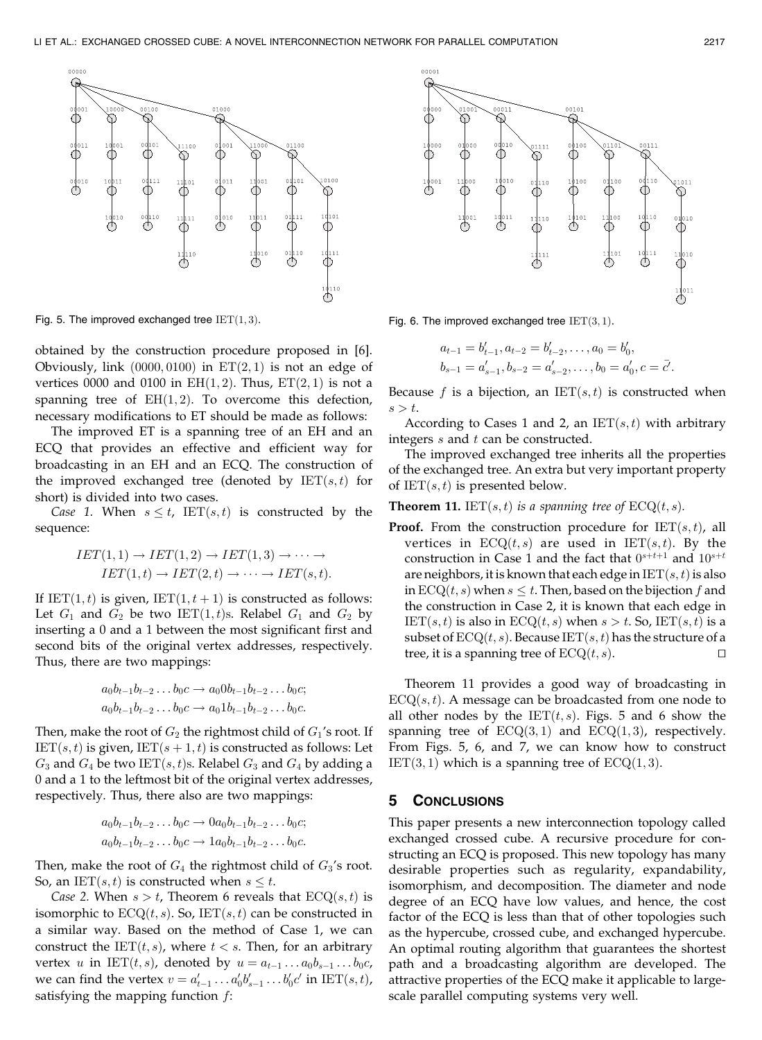Fig. 5. The improved exchanged tree $\mathrm{IET}(1,3)$.

Fig. 6. The improved exchanged tree $\mathrm{IET}(3,1)$.

obtained by the construction procedure proposed in [6]. Obviously, link $(0000, 0100)$ in $\mathrm{ET}(2,1)$ is not an edge of vertices 0000 and 0100 in $\mathrm{EH}(1,2)$. Thus, $\mathrm{ET}(2,1)$ is not a spanning tree of $\mathrm{EH}(1,2)$. To overcome this defection, necessary modifications to ET should be made as follows:

The improved ET is a spanning tree of an EH and an ECQ that provides an effective and efficient way for broadcasting in an EH and an ECQ. The construction of the improved exchanged tree (denoted by $\mathrm{IET}(s,t)$ for short) is divided into two cases.

*Case 1.* When $s \leq t$, $\mathrm{IET}(s,t)$ is constructed by the sequence:

$$IET(1,1) \rightarrow IET(1,2) \rightarrow IET(1,3) \rightarrow \cdots \rightarrow IET(1,t) \rightarrow IET(2,t) \rightarrow \cdots \rightarrow IET(s,t).$$

If $\mathrm{IET}(1,t)$ is given, $\mathrm{IET}(1,t+1)$ is constructed as follows: Let $G_1$ and $G_2$ be two $\mathrm{IET}(1,t)$s. Relabel $G_1$ and $G_2$ by inserting a 0 and a 1 between the most significant first and second bits of the original vertex addresses, respectively. Thus, there are two mappings:

$$a_0 b_{t-1} b_{t-2} \dots b_0 c \rightarrow a_0 0 b_{t-1} b_{t-2} \dots b_0 c;$$
$$a_0 b_{t-1} b_{t-2} \dots b_0 c \rightarrow a_0 1 b_{t-1} b_{t-2} \dots b_0 c.$$

Then, make the root of $G_2$ the rightmost child of $G_1$'s root. If $\mathrm{IET}(s,t)$ is given, $\mathrm{IET}(s+1,t)$ is constructed as follows: Let $G_3$ and $G_4$ be two $\mathrm{IET}(s,t)$s. Relabel $G_3$ and $G_4$ by adding a 0 and a 1 to the leftmost bit of the original vertex addresses, respectively. Thus, there also are two mappings:

$$a_0 b_{t-1} b_{t-2} \dots b_0 c \rightarrow 0 a_0 b_{t-1} b_{t-2} \dots b_0 c;$$
$$a_0 b_{t-1} b_{t-2} \dots b_0 c \rightarrow 1 a_0 b_{t-1} b_{t-2} \dots b_0 c.$$

Then, make the root of $G_4$ the rightmost child of $G_3$'s root. So, an $\mathrm{IET}(s,t)$ is constructed when $s \leq t$.

*Case 2.* When $s > t$, Theorem 6 reveals that $\mathrm{ECQ}(s,t)$ is isomorphic to $\mathrm{ECQ}(t,s)$. So, $\mathrm{IET}(s,t)$ can be constructed in a similar way. Based on the method of Case 1, we can construct the $\mathrm{IET}(t,s)$, where $t < s$. Then, for an arbitrary vertex $u$ in $\mathrm{IET}(t,s)$, denoted by $u = a_{t-1} \dots a_0 b_{s-1} \dots b_0 c$, we can find the vertex $v = a'_{t-1} \dots a'_0 b'_{s-1} \dots b'_0 c'$ in $\mathrm{IET}(s,t)$, satisfying the mapping function $f$:

$$a_{t-1} = b'_{t-1}, a_{t-2} = b'_{t-2}, \dots, a_0 = b'_0,$$
$$b_{s-1} = a'_{s-1}, b_{s-2} = a'_{s-2}, \dots, b_0 = a'_0, c = \bar{c}'.$$

Because $f$ is a bijection, an $\mathrm{IET}(s,t)$ is constructed when $s > t$.

According to Cases 1 and 2, an $\mathrm{IET}(s,t)$ with arbitrary integers $s$ and $t$ can be constructed.

The improved exchanged tree inherits all the properties of the exchanged tree. An extra but very important property of $\mathrm{IET}(s,t)$ is presented below.

**Theorem 11.** *$\mathrm{IET}(s,t)$ is a spanning tree of $\mathrm{ECQ}(t,s)$.*

**Proof.** From the construction procedure for $\mathrm{IET}(s,t)$, all vertices in $\mathrm{ECQ}(t,s)$ are used in $\mathrm{IET}(s,t)$. By the construction in Case 1 and the fact that $0^{s+t+1}$ and $10^{s+t}$ are neighbors, it is known that each edge in $\mathrm{IET}(s,t)$ is also in $\mathrm{ECQ}(t,s)$ when $s \leq t$. Then, based on the bijection $f$ and the construction in Case 2, it is known that each edge in $\mathrm{IET}(s,t)$ is also in $\mathrm{ECQ}(t,s)$ when $s > t$. So, $\mathrm{IET}(s,t)$ is a subset of $\mathrm{ECQ}(t,s)$. Because $\mathrm{IET}(s,t)$ has the structure of a tree, it is a spanning tree of $\mathrm{ECQ}(t,s)$. □

Theorem 11 provides a good way of broadcasting in $\mathrm{ECQ}(s,t)$. A message can be broadcasted from one node to all other nodes by the $\mathrm{IET}(t,s)$. Figs. 5 and 6 show the spanning tree of $\mathrm{ECQ}(3,1)$ and $\mathrm{ECQ}(1,3)$, respectively. From Figs. 5, 6, and 7, we can know how to construct $\mathrm{IET}(3,1)$ which is a spanning tree of $\mathrm{ECQ}(1,3)$.

## 5 Conclusions

This paper presents a new interconnection topology called exchanged crossed cube. A recursive procedure for constructing an ECQ is proposed. This new topology has many desirable properties such as regularity, expandability, isomorphism, and decomposition. The diameter and node degree of an ECQ have low values, and hence, the cost factor of the ECQ is less than that of other topologies such as the hypercube, crossed cube, and exchanged hypercube. An optimal routing algorithm that guarantees the shortest path and a broadcasting algorithm are developed. The attractive properties of the ECQ make it applicable to large-scale parallel computing systems very well.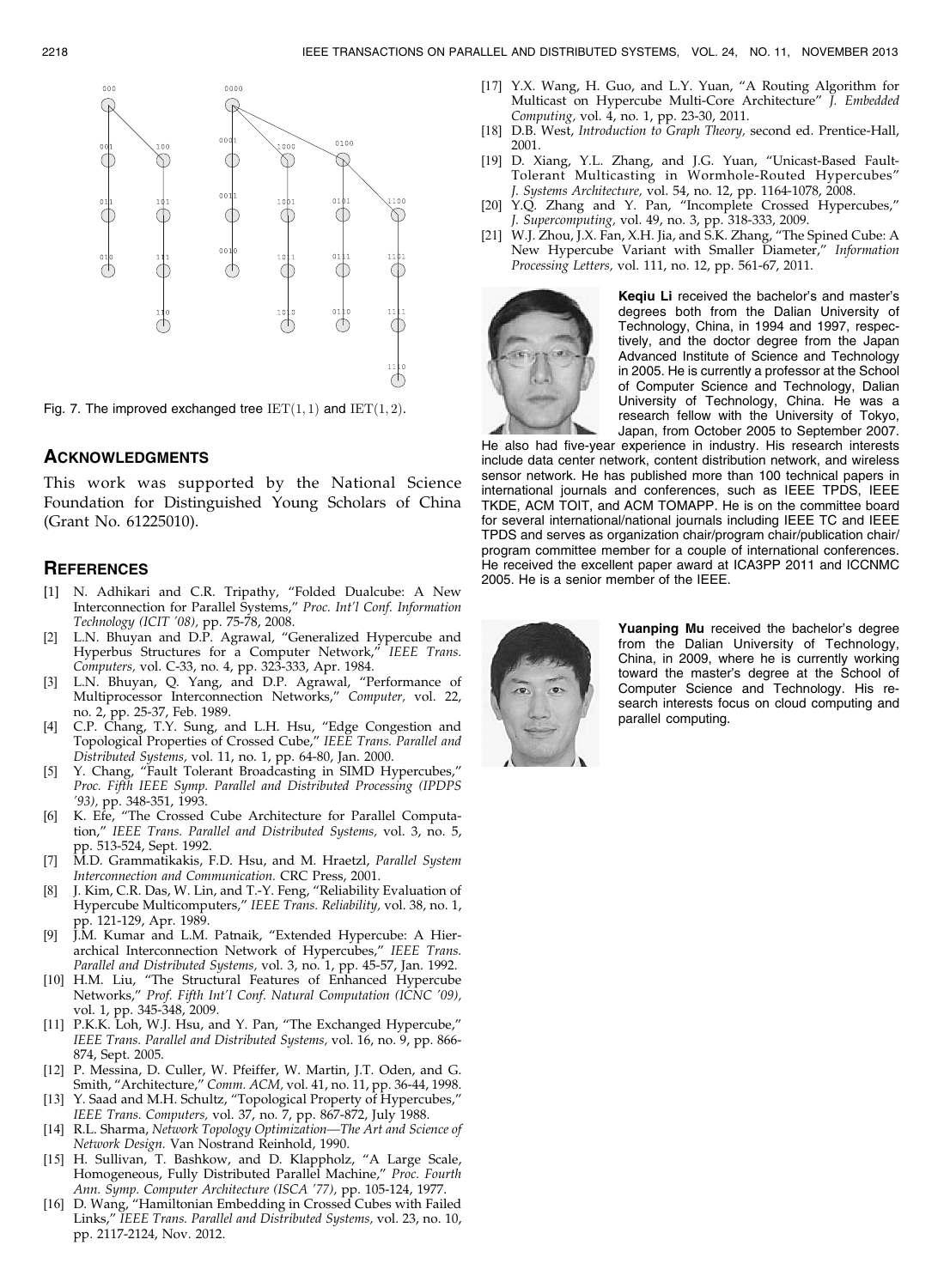Fig. 7. The improved exchanged tree $\mathrm{IET}(1,1)$ and $\mathrm{IET}(1,2)$.

## ACKNOWLEDGMENTS

This work was supported by the National Science Foundation for Distinguished Young Scholars of China (Grant No. 61225010).

## REFERENCES

[1] N. Adhikari and C.R. Tripathy, "Folded Dualcube: A New Interconnection for Parallel Systems," *Proc. Int'l Conf. Information Technology (ICIT '08),* pp. 75-78, 2008.

[2] L.N. Bhuyan and D.P. Agrawal, "Generalized Hypercube and Hyperbus Structures for a Computer Network," *IEEE Trans. Computers,* vol. C-33, no. 4, pp. 323-333, Apr. 1984.

[3] L.N. Bhuyan, Q. Yang, and D.P. Agrawal, "Performance of Multiprocessor Interconnection Networks," *Computer,* vol. 22, no. 2, pp. 25-37, Feb. 1989.

[4] C.P. Chang, T.Y. Sung, and L.H. Hsu, "Edge Congestion and Topological Properties of Crossed Cube," *IEEE Trans. Parallel and Distributed Systems,* vol. 11, no. 1, pp. 64-80, Jan. 2000.

[5] Y. Chang, "Fault Tolerant Broadcasting in SIMD Hypercubes," *Proc. Fifth IEEE Symp. Parallel and Distributed Processing (IPDPS '93),* pp. 348-351, 1993.

[6] K. Efe, "The Crossed Cube Architecture for Parallel Computation," *IEEE Trans. Parallel and Distributed Systems,* vol. 3, no. 5, pp. 513-524, Sept. 1992.

[7] M.D. Grammatikakis, F.D. Hsu, and M. Hraetzl, *Parallel System Interconnection and Communication.* CRC Press, 2001.

[8] J. Kim, C.R. Das, W. Lin, and T.-Y. Feng, "Reliability Evaluation of Hypercube Multicomputers," *IEEE Trans. Reliability,* vol. 38, no. 1, pp. 121-129, Apr. 1989.

[9] J.M. Kumar and L.M. Patnaik, "Extended Hypercube: A Hierarchical Interconnection Network of Hypercubes," *IEEE Trans. Parallel and Distributed Systems,* vol. 3, no. 1, pp. 45-57, Jan. 1992.

[10] H.M. Liu, "The Structural Features of Enhanced Hypercube Networks," *Prof. Fifth Int'l Conf. Natural Computation (ICNC '09),* vol. 1, pp. 345-348, 2009.

[11] P.K.K. Loh, W.J. Hsu, and Y. Pan, "The Exchanged Hypercube," *IEEE Trans. Parallel and Distributed Systems,* vol. 16, no. 9, pp. 866-874, Sept. 2005.

[12] P. Messina, D. Culler, W. Pfeiffer, W. Martin, J.T. Oden, and G. Smith, "Architecture," *Comm. ACM,* vol. 41, no. 11, pp. 36-44, 1998.

[13] Y. Saad and M.H. Schultz, "Topological Property of Hypercubes," *IEEE Trans. Computers,* vol. 37, no. 7, pp. 867-872, July 1988.

[14] R.L. Sharma, *Network Topology Optimization—The Art and Science of Network Design.* Van Nostrand Reinhold, 1990.

[15] H. Sullivan, T. Bashkow, and D. Klappholz, "A Large Scale, Homogeneous, Fully Distributed Parallel Machine," *Proc. Fourth Ann. Symp. Computer Architecture (ISCA '77),* pp. 105-124, 1977.

[16] D. Wang, "Hamiltonian Embedding in Crossed Cubes with Failed Links," *IEEE Trans. Parallel and Distributed Systems,* vol. 23, no. 10, pp. 2117-2124, Nov. 2012.

[17] Y.X. Wang, H. Guo, and L.Y. Yuan, "A Routing Algorithm for Multicast on Hypercube Multi-Core Architecture" *J. Embedded Computing,* vol. 4, no. 1, pp. 23-30, 2011.

[18] D.B. West, *Introduction to Graph Theory,* second ed. Prentice-Hall, 2001.

[19] D. Xiang, Y.L. Zhang, and J.G. Yuan, "Unicast-Based Fault-Tolerant Multicasting in Wormhole-Routed Hypercubes" *J. Systems Architecture,* vol. 54, no. 12, pp. 1164-1078, 2008.

[20] Y.Q. Zhang and Y. Pan, "Incomplete Crossed Hypercubes," *J. Supercomputing,* vol. 49, no. 3, pp. 318-333, 2009.

[21] W.J. Zhou, J.X. Fan, X.H. Jia, and S.K. Zhang, "The Spined Cube: A New Hypercube Variant with Smaller Diameter," *Information Processing Letters,* vol. 111, no. 12, pp. 561-67, 2011.

**Keqiu Li** received the bachelor's and master's degrees both from the Dalian University of Technology, China, in 1994 and 1997, respectively, and the doctor degree from the Japan Advanced Institute of Science and Technology in 2005. He is currently a professor at the School of Computer Science and Technology, Dalian University of Technology, China. He was a research fellow with the University of Tokyo, Japan, from October 2005 to September 2007. He also had five-year experience in industry. His research interests include data center network, content distribution network, and wireless sensor network. He has published more than 100 technical papers in international journals and conferences, such as IEEE TPDS, IEEE TKDE, ACM TOIT, and ACM TOMAPP. He is on the committee board for several international/national journals including IEEE TC and IEEE TPDS and serves as organization chair/program chair/publication chair/program committee member for a couple of international conferences. He received the excellent paper award at ICA3PP 2011 and ICCNMC 2005. He is a senior member of the IEEE.

**Yuanping Mu** received the bachelor's degree from the Dalian University of Technology, China, in 2009, where he is currently working toward the master's degree at the School of Computer Science and Technology. His research interests focus on cloud computing and parallel computing.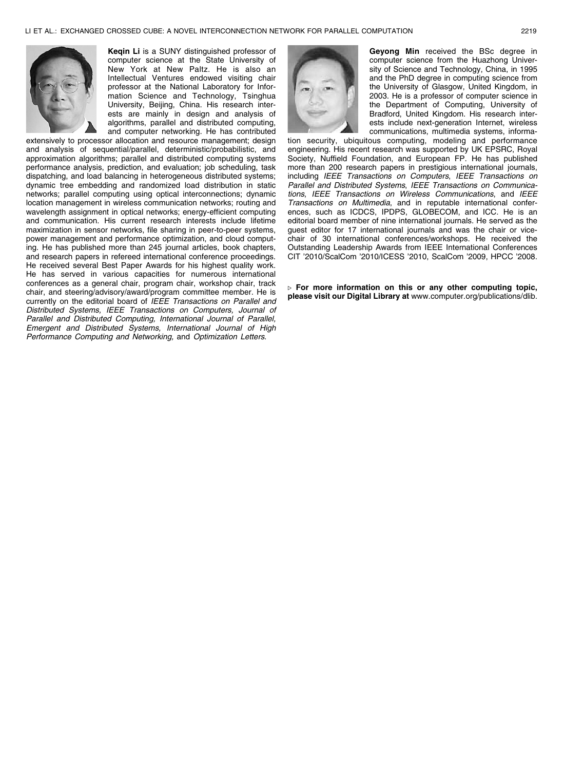**Keqin Li** is a SUNY distinguished professor of computer science at the State University of New York at New Paltz. He is also an Intellectual Ventures endowed visiting chair professor at the National Laboratory for Information Science and Technology, Tsinghua University, Beijing, China. His research interests are mainly in design and analysis of algorithms, parallel and distributed computing, and computer networking. He has contributed extensively to processor allocation and resource management; design and analysis of sequential/parallel, deterministic/probabilistic, and approximation algorithms; parallel and distributed computing systems performance analysis, prediction, and evaluation; job scheduling, task dispatching, and load balancing in heterogeneous distributed systems; dynamic tree embedding and randomized load distribution in static networks; parallel computing using optical interconnections; dynamic location management in wireless communication networks; routing and wavelength assignment in optical networks; energy-efficient computing and communication. His current research interests include lifetime maximization in sensor networks, file sharing in peer-to-peer systems, power management and performance optimization, and cloud computing. He has published more than 245 journal articles, book chapters, and research papers in refereed international conference proceedings. He received several Best Paper Awards for his highest quality work. He has served in various capacities for numerous international conferences as a general chair, program chair, workshop chair, track chair, and steering/advisory/award/program committee member. He is currently on the editorial board of *IEEE Transactions on Parallel and Distributed Systems, IEEE Transactions on Computers, Journal of Parallel and Distributed Computing, International Journal of Parallel, Emergent and Distributed Systems, International Journal of High Performance Computing and Networking,* and *Optimization Letters*.

**Geyong Min** received the BSc degree in computer science from the Huazhong University of Science and Technology, China, in 1995 and the PhD degree in computing science from the University of Glasgow, United Kingdom, in 2003. He is a professor of computer science in the Department of Computing, University of Bradford, United Kingdom. His research interests include next-generation Internet, wireless communications, multimedia systems, information security, ubiquitous computing, modeling and performance engineering. His recent research was supported by UK EPSRC, Royal Society, Nuffield Foundation, and European FP. He has published more than 200 research papers in prestigious international journals, including *IEEE Transactions on Computers*, *IEEE Transactions on Parallel and Distributed Systems*, *IEEE Transactions on Communications*, *IEEE Transactions on Wireless Communications*, and *IEEE Transactions on Multimedia*, and in reputable international conferences, such as ICDCS, IPDPS, GLOBECOM, and ICC. He is an editorial board member of nine international journals. He served as the guest editor for 17 international journals and was the chair or vice-chair of 30 international conferences/workshops. He received the Outstanding Leadership Awards from IEEE International Conferences CIT '2010/ScalCom '2010/ICESS '2010, ScalCom '2009, HPCC '2008.

▷ **For more information on this or any other computing topic, please visit our Digital Library at** www.computer.org/publications/dlib.